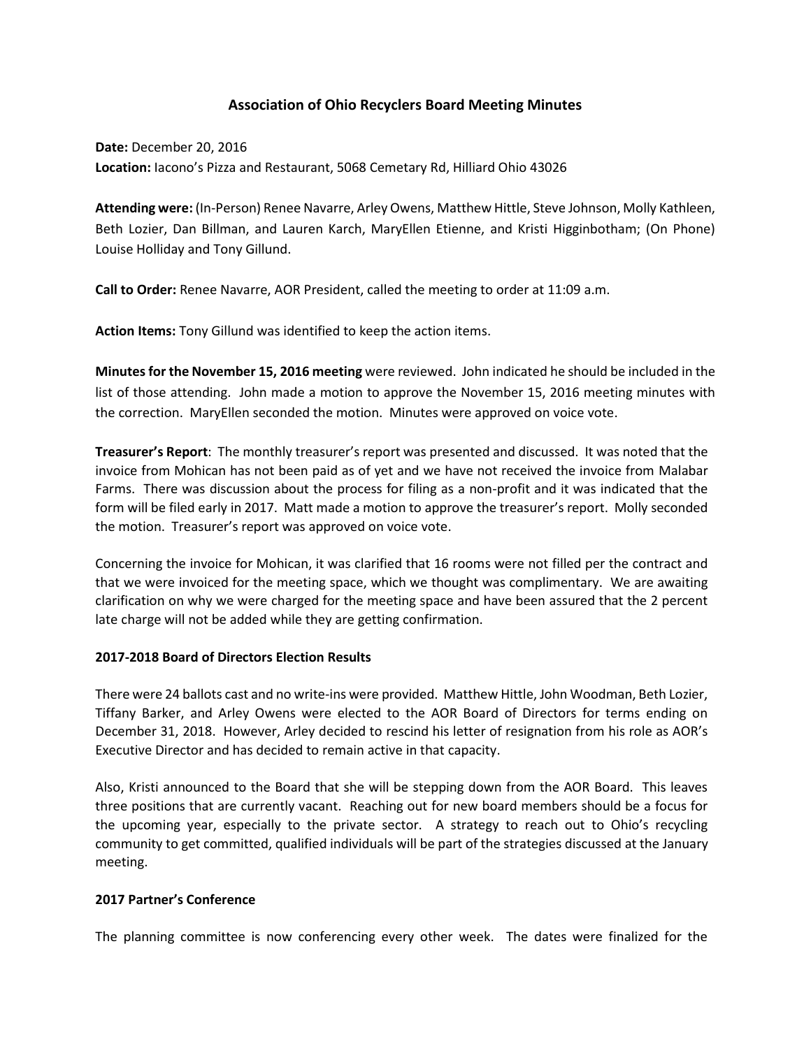# Association of Ohio Recyclers Board Meeting Minutes

**Date:** December 20, 2016
**Location:** Iacono's Pizza and Restaurant, 5068 Cemetary Rd, Hilliard Ohio 43026

**Attending were:** (In-Person) Renee Navarre, Arley Owens, Matthew Hittle, Steve Johnson, Molly Kathleen, Beth Lozier, Dan Billman, and Lauren Karch, MaryEllen Etienne, and Kristi Higginbotham; (On Phone) Louise Holliday and Tony Gillund.

**Call to Order:** Renee Navarre, AOR President, called the meeting to order at 11:09 a.m.

**Action Items:** Tony Gillund was identified to keep the action items.

**Minutes for the November 15, 2016 meeting** were reviewed. John indicated he should be included in the list of those attending. John made a motion to approve the November 15, 2016 meeting minutes with the correction. MaryEllen seconded the motion. Minutes were approved on voice vote.

**Treasurer's Report**: The monthly treasurer's report was presented and discussed. It was noted that the invoice from Mohican has not been paid as of yet and we have not received the invoice from Malabar Farms. There was discussion about the process for filing as a non-profit and it was indicated that the form will be filed early in 2017. Matt made a motion to approve the treasurer's report. Molly seconded the motion. Treasurer's report was approved on voice vote.

Concerning the invoice for Mohican, it was clarified that 16 rooms were not filled per the contract and that we were invoiced for the meeting space, which we thought was complimentary. We are awaiting clarification on why we were charged for the meeting space and have been assured that the 2 percent late charge will not be added while they are getting confirmation.

**2017-2018 Board of Directors Election Results**

There were 24 ballots cast and no write-ins were provided. Matthew Hittle, John Woodman, Beth Lozier, Tiffany Barker, and Arley Owens were elected to the AOR Board of Directors for terms ending on December 31, 2018. However, Arley decided to rescind his letter of resignation from his role as AOR's Executive Director and has decided to remain active in that capacity.

Also, Kristi announced to the Board that she will be stepping down from the AOR Board. This leaves three positions that are currently vacant. Reaching out for new board members should be a focus for the upcoming year, especially to the private sector. A strategy to reach out to Ohio's recycling community to get committed, qualified individuals will be part of the strategies discussed at the January meeting.

**2017 Partner's Conference**

The planning committee is now conferencing every other week. The dates were finalized for the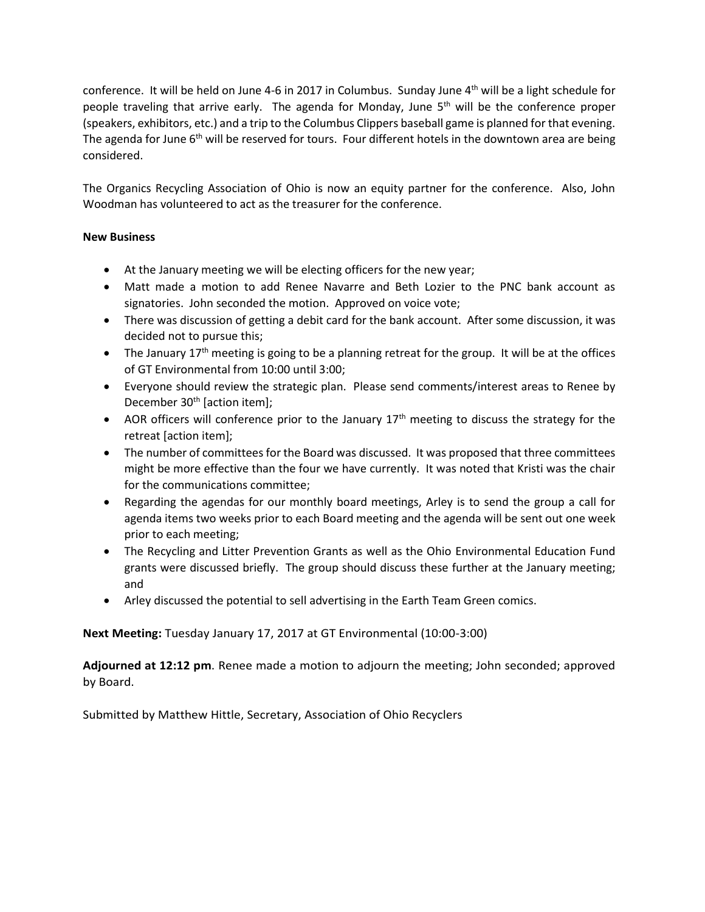conference. It will be held on June 4-6 in 2017 in Columbus. Sunday June 4th will be a light schedule for people traveling that arrive early. The agenda for Monday, June 5th will be the conference proper (speakers, exhibitors, etc.) and a trip to the Columbus Clippers baseball game is planned for that evening. The agenda for June 6th will be reserved for tours. Four different hotels in the downtown area are being considered.

The Organics Recycling Association of Ohio is now an equity partner for the conference. Also, John Woodman has volunteered to act as the treasurer for the conference.

**New Business**

- At the January meeting we will be electing officers for the new year;
- Matt made a motion to add Renee Navarre and Beth Lozier to the PNC bank account as signatories. John seconded the motion. Approved on voice vote;
- There was discussion of getting a debit card for the bank account. After some discussion, it was decided not to pursue this;
- The January 17th meeting is going to be a planning retreat for the group. It will be at the offices of GT Environmental from 10:00 until 3:00;
- Everyone should review the strategic plan. Please send comments/interest areas to Renee by December 30th [action item];
- AOR officers will conference prior to the January 17th meeting to discuss the strategy for the retreat [action item];
- The number of committees for the Board was discussed. It was proposed that three committees might be more effective than the four we have currently. It was noted that Kristi was the chair for the communications committee;
- Regarding the agendas for our monthly board meetings, Arley is to send the group a call for agenda items two weeks prior to each Board meeting and the agenda will be sent out one week prior to each meeting;
- The Recycling and Litter Prevention Grants as well as the Ohio Environmental Education Fund grants were discussed briefly. The group should discuss these further at the January meeting; and
- Arley discussed the potential to sell advertising in the Earth Team Green comics.

**Next Meeting:** Tuesday January 17, 2017 at GT Environmental (10:00-3:00)

**Adjourned at 12:12 pm**. Renee made a motion to adjourn the meeting; John seconded; approved by Board.

Submitted by Matthew Hittle, Secretary, Association of Ohio Recyclers